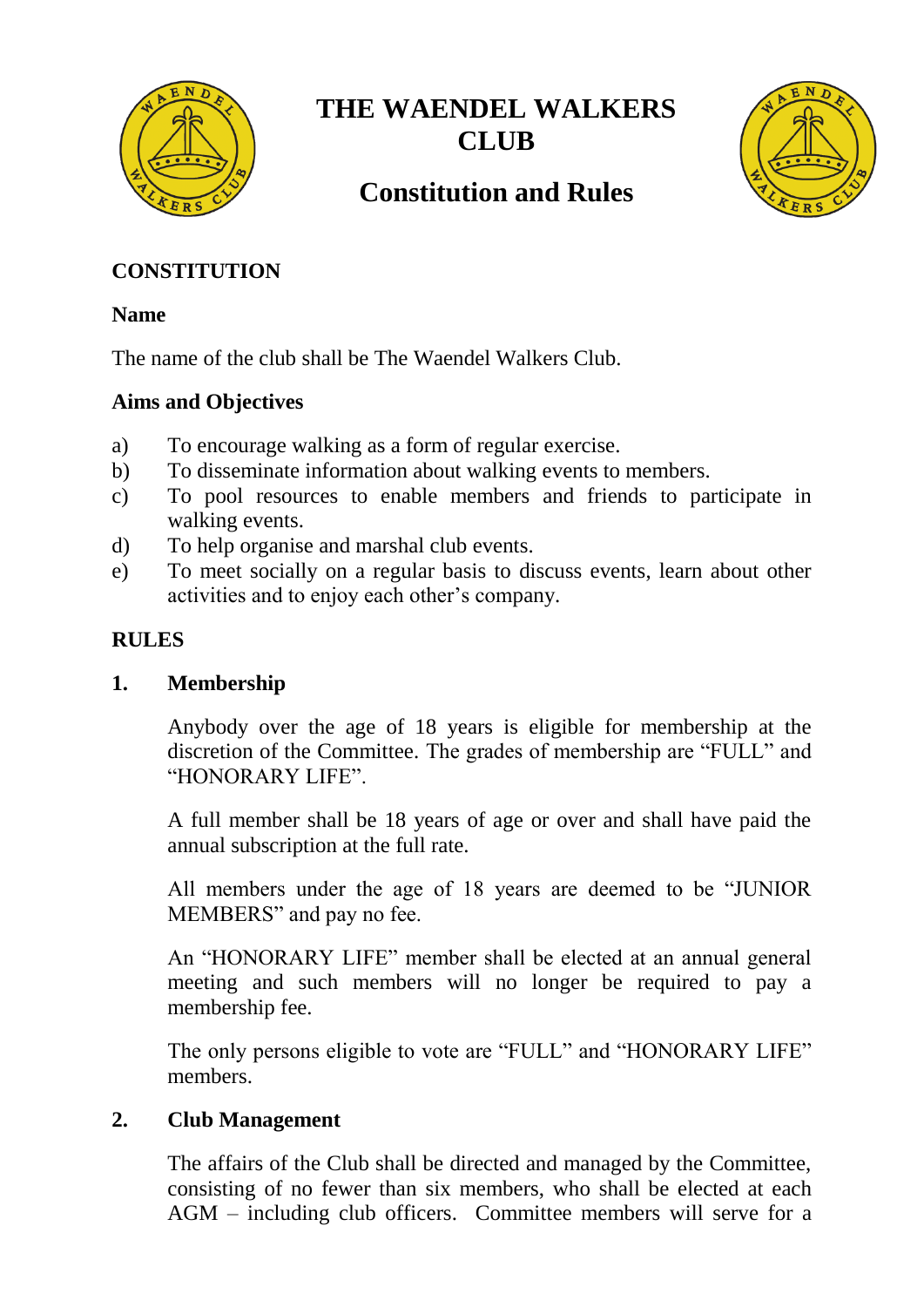# THE WAENDEL WALKERS CLUB

## Constitution and Rules

### CONSTITUTION

**Name**

The name of the club shall be The Waendel Walkers Club.

**Aims and Objectives**

a) To encourage walking as a form of regular exercise.
b) To disseminate information about walking events to members.
c) To pool resources to enable members and friends to participate in walking events.
d) To help organise and marshal club events.
e) To meet socially on a regular basis to discuss events, learn about other activities and to enjoy each other's company.

### RULES

**1. Membership**

Anybody over the age of 18 years is eligible for membership at the discretion of the Committee. The grades of membership are "FULL" and "HONORARY LIFE".

A full member shall be 18 years of age or over and shall have paid the annual subscription at the full rate.

All members under the age of 18 years are deemed to be "JUNIOR MEMBERS" and pay no fee.

An "HONORARY LIFE" member shall be elected at an annual general meeting and such members will no longer be required to pay a membership fee.

The only persons eligible to vote are "FULL" and "HONORARY LIFE" members.

**2. Club Management**

The affairs of the Club shall be directed and managed by the Committee, consisting of no fewer than six members, who shall be elected at each AGM – including club officers. Committee members will serve for a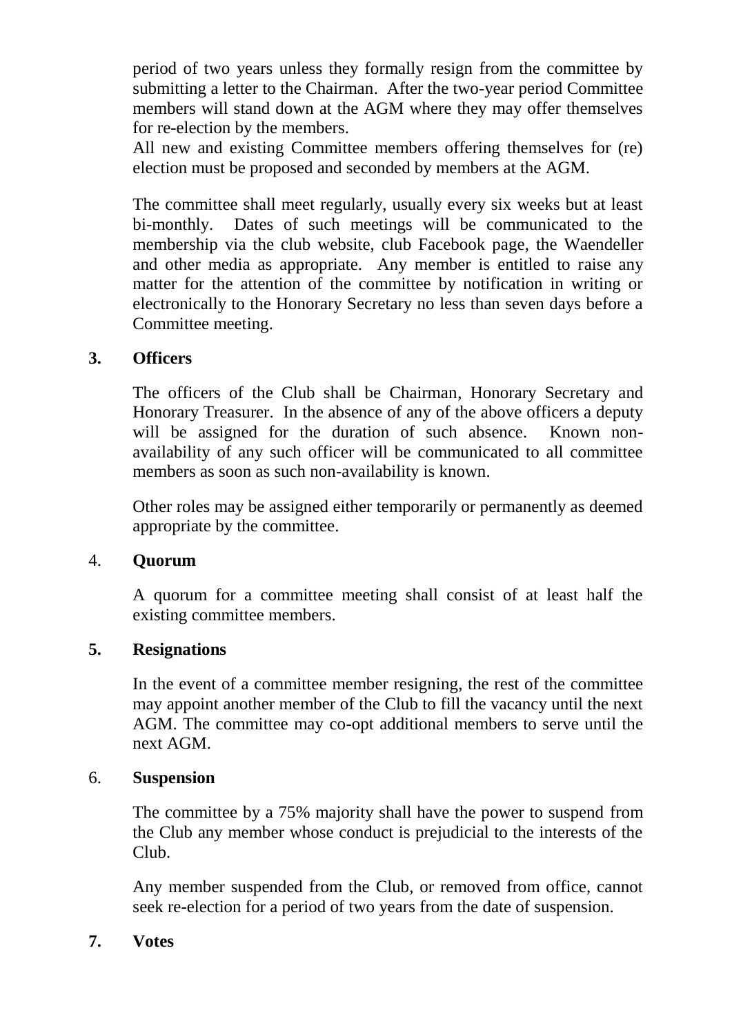period of two years unless they formally resign from the committee by submitting a letter to the Chairman. After the two-year period Committee members will stand down at the AGM where they may offer themselves for re-election by the members.

All new and existing Committee members offering themselves for (re) election must be proposed and seconded by members at the AGM.

The committee shall meet regularly, usually every six weeks but at least bi-monthly. Dates of such meetings will be communicated to the membership via the club website, club Facebook page, the Waendeller and other media as appropriate. Any member is entitled to raise any matter for the attention of the committee by notification in writing or electronically to the Honorary Secretary no less than seven days before a Committee meeting.

## 3. Officers

The officers of the Club shall be Chairman, Honorary Secretary and Honorary Treasurer. In the absence of any of the above officers a deputy will be assigned for the duration of such absence. Known non-availability of any such officer will be communicated to all committee members as soon as such non-availability is known.

Other roles may be assigned either temporarily or permanently as deemed appropriate by the committee.

## 4. Quorum

A quorum for a committee meeting shall consist of at least half the existing committee members.

## 5. Resignations

In the event of a committee member resigning, the rest of the committee may appoint another member of the Club to fill the vacancy until the next AGM. The committee may co-opt additional members to serve until the next AGM.

## 6. Suspension

The committee by a 75% majority shall have the power to suspend from the Club any member whose conduct is prejudicial to the interests of the Club.

Any member suspended from the Club, or removed from office, cannot seek re-election for a period of two years from the date of suspension.

## 7. Votes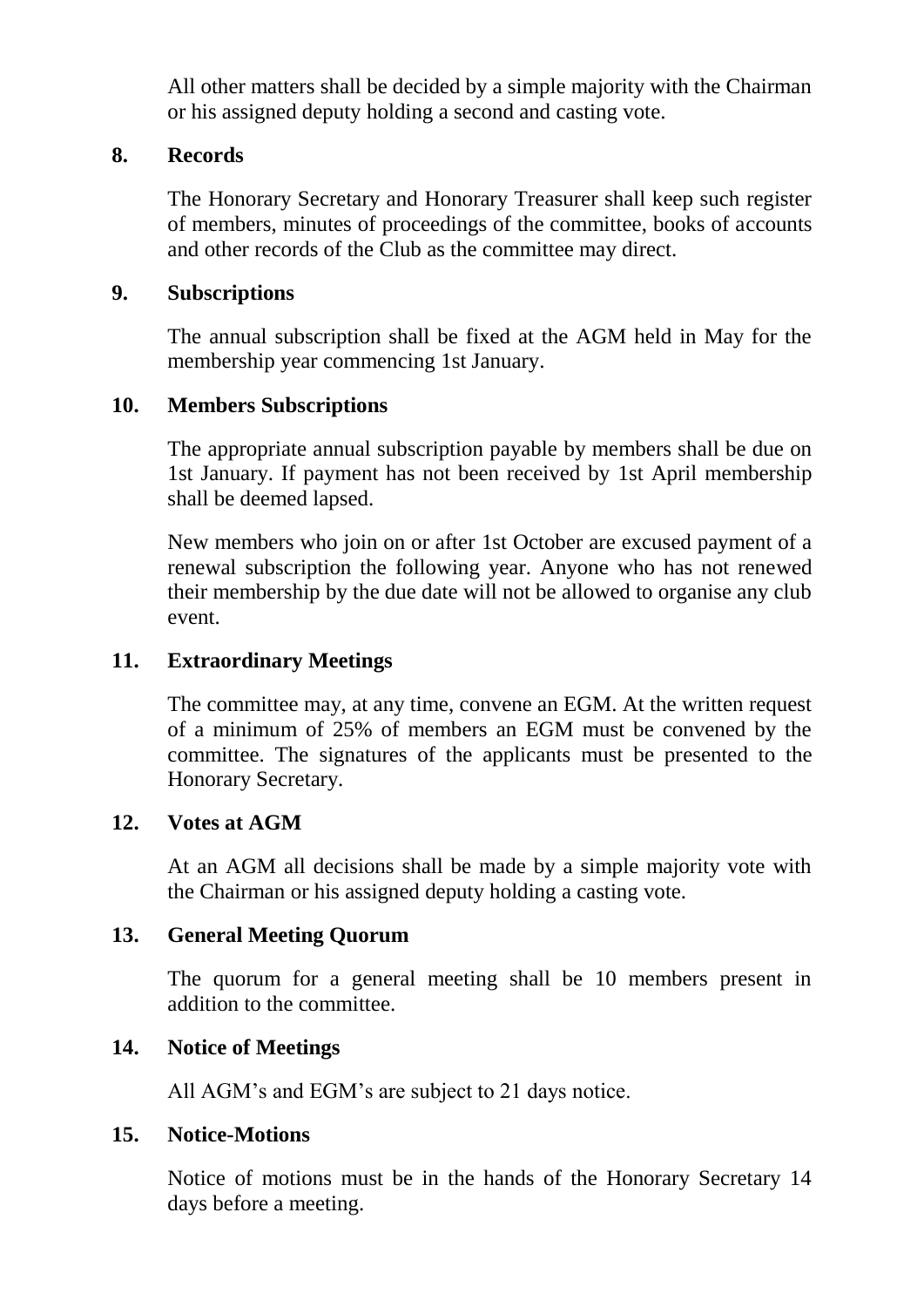All other matters shall be decided by a simple majority with the Chairman or his assigned deputy holding a second and casting vote.

## 8. Records

The Honorary Secretary and Honorary Treasurer shall keep such register of members, minutes of proceedings of the committee, books of accounts and other records of the Club as the committee may direct.

## 9. Subscriptions

The annual subscription shall be fixed at the AGM held in May for the membership year commencing 1st January.

## 10. Members Subscriptions

The appropriate annual subscription payable by members shall be due on 1st January. If payment has not been received by 1st April membership shall be deemed lapsed.

New members who join on or after 1st October are excused payment of a renewal subscription the following year. Anyone who has not renewed their membership by the due date will not be allowed to organise any club event.

## 11. Extraordinary Meetings

The committee may, at any time, convene an EGM. At the written request of a minimum of 25% of members an EGM must be convened by the committee. The signatures of the applicants must be presented to the Honorary Secretary.

## 12. Votes at AGM

At an AGM all decisions shall be made by a simple majority vote with the Chairman or his assigned deputy holding a casting vote.

## 13. General Meeting Quorum

The quorum for a general meeting shall be 10 members present in addition to the committee.

## 14. Notice of Meetings

All AGM's and EGM's are subject to 21 days notice.

## 15. Notice-Motions

Notice of motions must be in the hands of the Honorary Secretary 14 days before a meeting.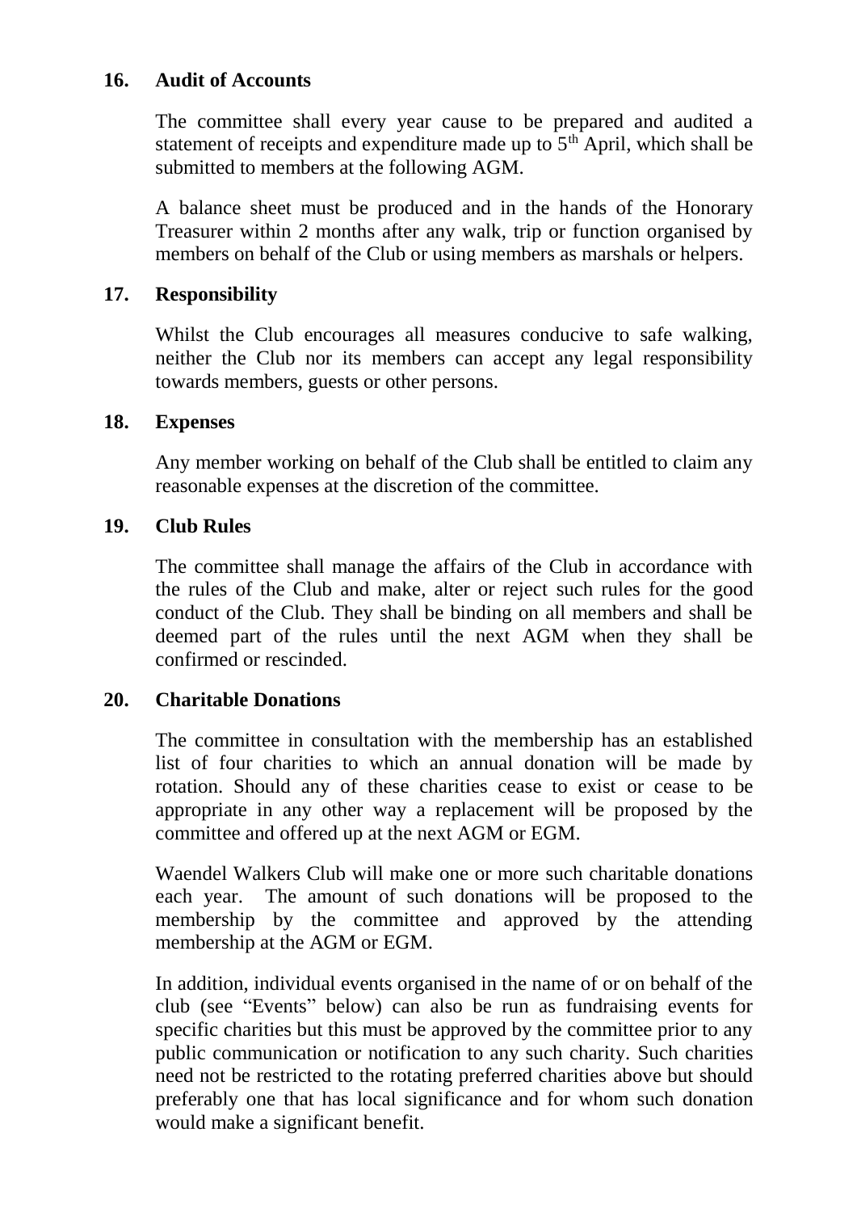## 16. Audit of Accounts

The committee shall every year cause to be prepared and audited a statement of receipts and expenditure made up to 5th April, which shall be submitted to members at the following AGM.

A balance sheet must be produced and in the hands of the Honorary Treasurer within 2 months after any walk, trip or function organised by members on behalf of the Club or using members as marshals or helpers.

## 17. Responsibility

Whilst the Club encourages all measures conducive to safe walking, neither the Club nor its members can accept any legal responsibility towards members, guests or other persons.

## 18. Expenses

Any member working on behalf of the Club shall be entitled to claim any reasonable expenses at the discretion of the committee.

## 19. Club Rules

The committee shall manage the affairs of the Club in accordance with the rules of the Club and make, alter or reject such rules for the good conduct of the Club. They shall be binding on all members and shall be deemed part of the rules until the next AGM when they shall be confirmed or rescinded.

## 20. Charitable Donations

The committee in consultation with the membership has an established list of four charities to which an annual donation will be made by rotation. Should any of these charities cease to exist or cease to be appropriate in any other way a replacement will be proposed by the committee and offered up at the next AGM or EGM.

Waendel Walkers Club will make one or more such charitable donations each year. The amount of such donations will be proposed to the membership by the committee and approved by the attending membership at the AGM or EGM.

In addition, individual events organised in the name of or on behalf of the club (see "Events" below) can also be run as fundraising events for specific charities but this must be approved by the committee prior to any public communication or notification to any such charity. Such charities need not be restricted to the rotating preferred charities above but should preferably one that has local significance and for whom such donation would make a significant benefit.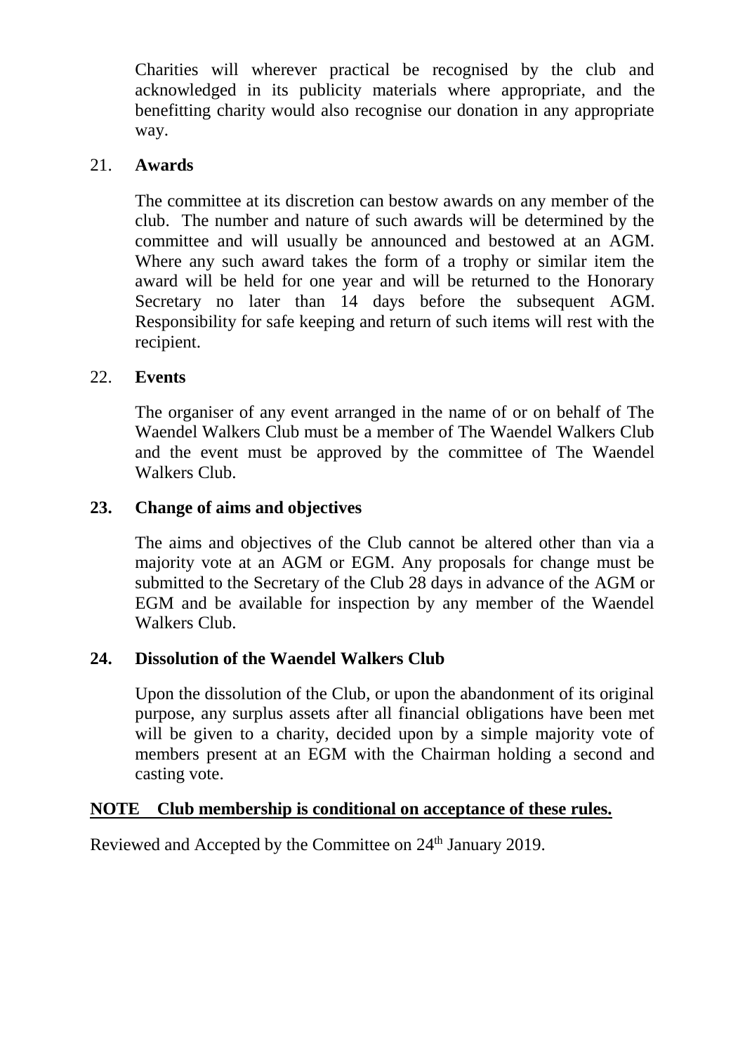Charities will wherever practical be recognised by the club and acknowledged in its publicity materials where appropriate, and the benefitting charity would also recognise our donation in any appropriate way.

21. **Awards**

The committee at its discretion can bestow awards on any member of the club. The number and nature of such awards will be determined by the committee and will usually be announced and bestowed at an AGM. Where any such award takes the form of a trophy or similar item the award will be held for one year and will be returned to the Honorary Secretary no later than 14 days before the subsequent AGM. Responsibility for safe keeping and return of such items will rest with the recipient.

22. **Events**

The organiser of any event arranged in the name of or on behalf of The Waendel Walkers Club must be a member of The Waendel Walkers Club and the event must be approved by the committee of The Waendel Walkers Club.

**23. Change of aims and objectives**

The aims and objectives of the Club cannot be altered other than via a majority vote at an AGM or EGM. Any proposals for change must be submitted to the Secretary of the Club 28 days in advance of the AGM or EGM and be available for inspection by any member of the Waendel Walkers Club.

**24. Dissolution of the Waendel Walkers Club**

Upon the dissolution of the Club, or upon the abandonment of its original purpose, any surplus assets after all financial obligations have been met will be given to a charity, decided upon by a simple majority vote of members present at an EGM with the Chairman holding a second and casting vote.

**NOTE Club membership is conditional on acceptance of these rules.**

Reviewed and Accepted by the Committee on 24th January 2019.